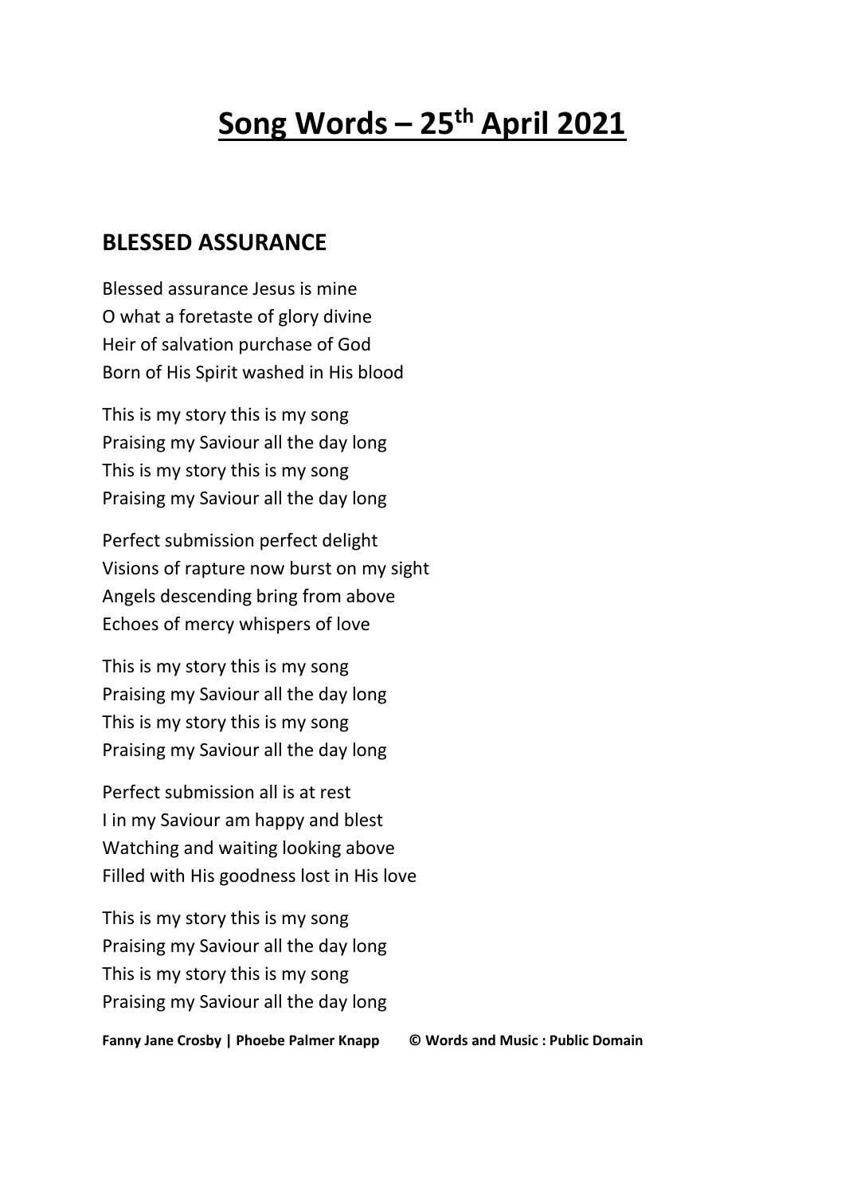# Song Words – 25th April 2021

## BLESSED ASSURANCE

Blessed assurance Jesus is mine
O what a foretaste of glory divine
Heir of salvation purchase of God
Born of His Spirit washed in His blood

This is my story this is my song
Praising my Saviour all the day long
This is my story this is my song
Praising my Saviour all the day long

Perfect submission perfect delight
Visions of rapture now burst on my sight
Angels descending bring from above
Echoes of mercy whispers of love

This is my story this is my song
Praising my Saviour all the day long
This is my story this is my song
Praising my Saviour all the day long

Perfect submission all is at rest
I in my Saviour am happy and blest
Watching and waiting looking above
Filled with His goodness lost in His love

This is my story this is my song
Praising my Saviour all the day long
This is my story this is my song
Praising my Saviour all the day long

**Fanny Jane Crosby | Phoebe Palmer Knapp © Words and Music : Public Domain**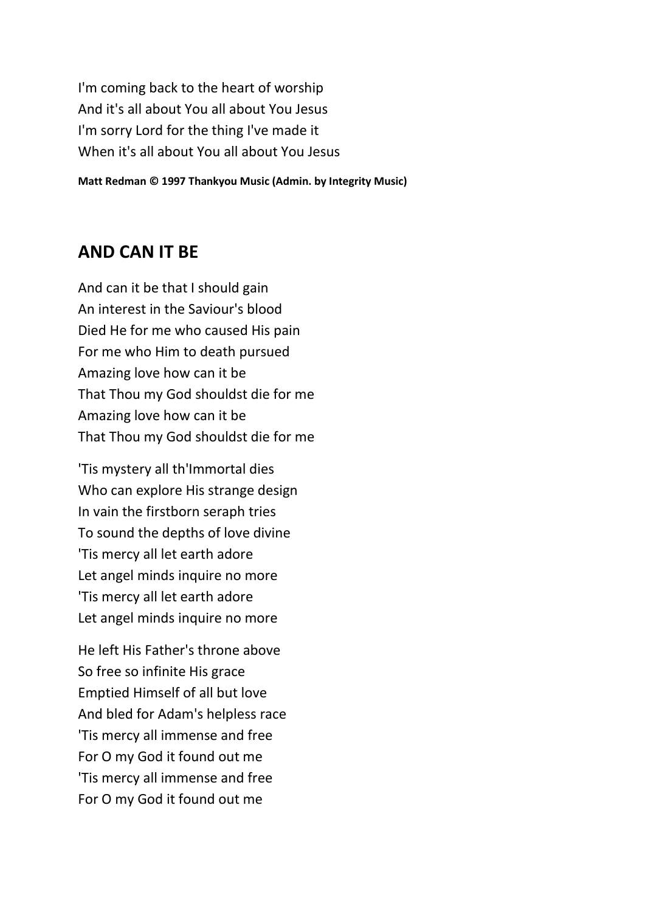I'm coming back to the heart of worship
And it's all about You all about You Jesus
I'm sorry Lord for the thing I've made it
When it's all about You all about You Jesus

**Matt Redman © 1997 Thankyou Music (Admin. by Integrity Music)**

## AND CAN IT BE

And can it be that I should gain
An interest in the Saviour's blood
Died He for me who caused His pain
For me who Him to death pursued
Amazing love how can it be
That Thou my God shouldst die for me
Amazing love how can it be
That Thou my God shouldst die for me

'Tis mystery all th'Immortal dies
Who can explore His strange design
In vain the firstborn seraph tries
To sound the depths of love divine
'Tis mercy all let earth adore
Let angel minds inquire no more
'Tis mercy all let earth adore
Let angel minds inquire no more

He left His Father's throne above
So free so infinite His grace
Emptied Himself of all but love
And bled for Adam's helpless race
'Tis mercy all immense and free
For O my God it found out me
'Tis mercy all immense and free
For O my God it found out me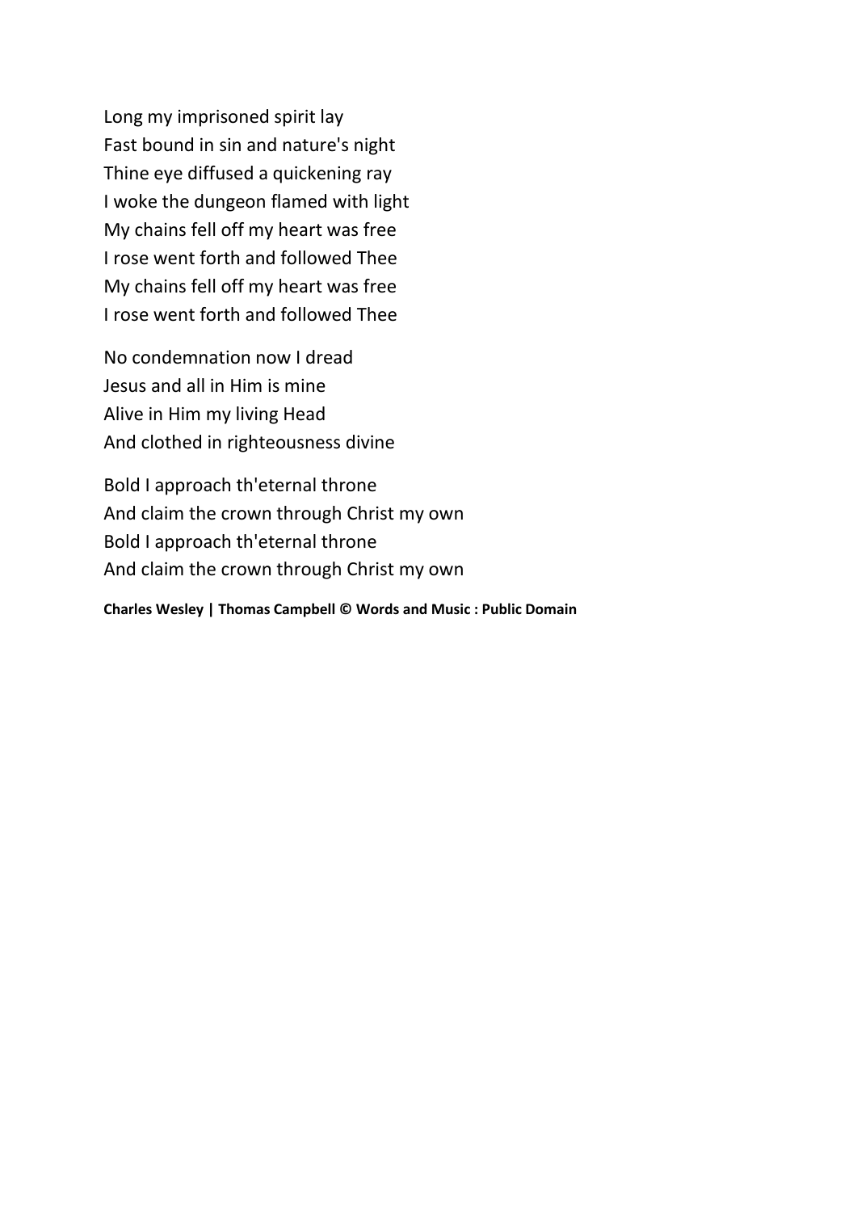Long my imprisoned spirit lay
Fast bound in sin and nature's night
Thine eye diffused a quickening ray
I woke the dungeon flamed with light
My chains fell off my heart was free
I rose went forth and followed Thee
My chains fell off my heart was free
I rose went forth and followed Thee

No condemnation now I dread
Jesus and all in Him is mine
Alive in Him my living Head
And clothed in righteousness divine

Bold I approach th'eternal throne
And claim the crown through Christ my own
Bold I approach th'eternal throne
And claim the crown through Christ my own

**Charles Wesley | Thomas Campbell © Words and Music : Public Domain**